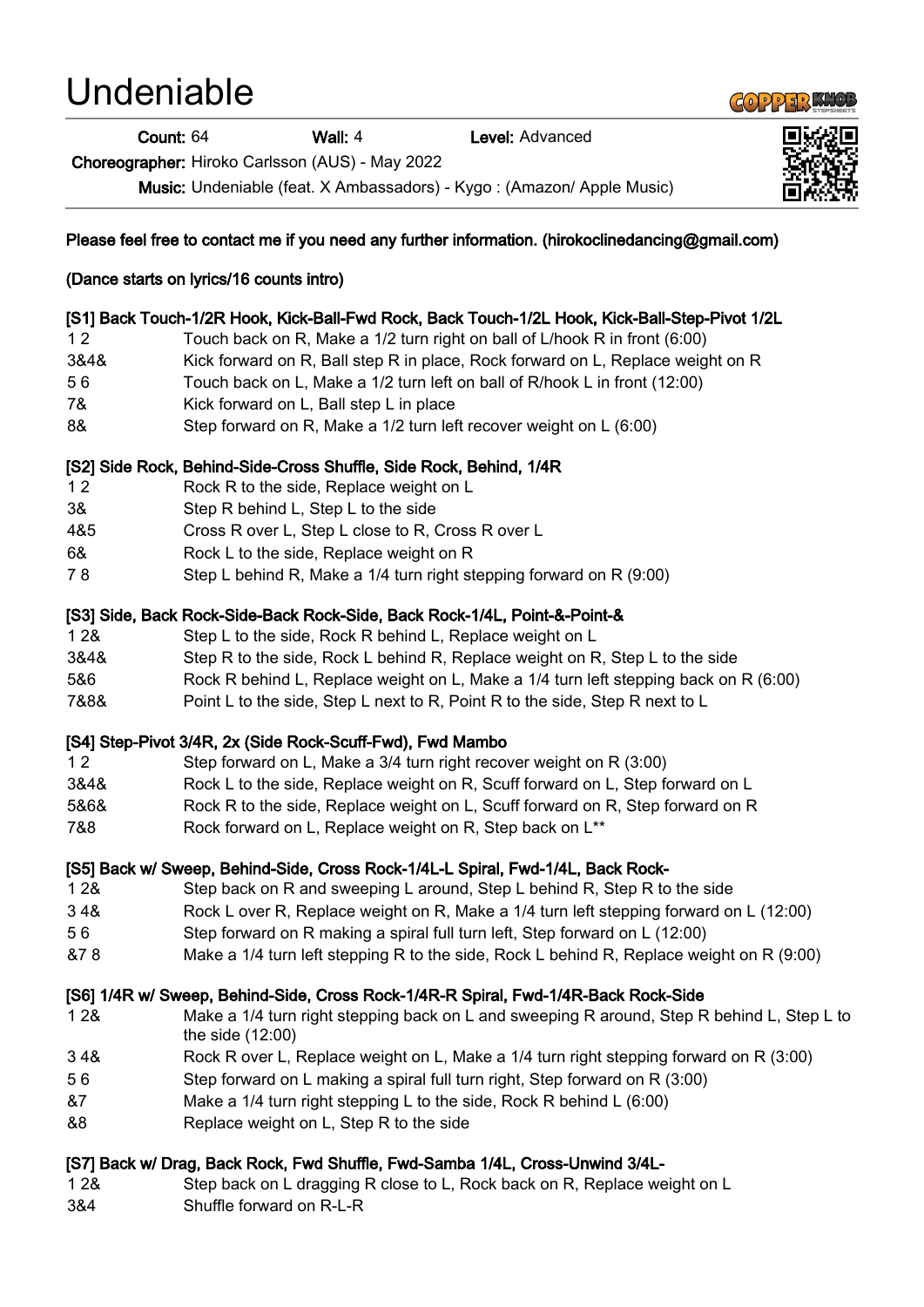# Undeniable

**Count:** 64 **Wall:** 4 **Level:** Advanced

**Choreographer:** Hiroko Carlsson (AUS) - May 2022

**Music:** Undeniable (feat. X Ambassadors) - Kygo : (Amazon/ Apple Music)

**Please feel free to contact me if you need any further information. (hirokoclinedancing@gmail.com)**

**(Dance starts on lyrics/16 counts intro)**

**[S1] Back Touch-1/2R Hook, Kick-Ball-Fwd Rock, Back Touch-1/2L Hook, Kick-Ball-Step-Pivot 1/2L**

| | |
|---|---|
| 1 2 | Touch back on R, Make a 1/2 turn right on ball of L/hook R in front (6:00) |
| 3&4& | Kick forward on R, Ball step R in place, Rock forward on L, Replace weight on R |
| 5 6 | Touch back on L, Make a 1/2 turn left on ball of R/hook L in front (12:00) |
| 7& | Kick forward on L, Ball step L in place |
| 8& | Step forward on R, Make a 1/2 turn left recover weight on L (6:00) |

**[S2] Side Rock, Behind-Side-Cross Shuffle, Side Rock, Behind, 1/4R**

| | |
|---|---|
| 1 2 | Rock R to the side, Replace weight on L |
| 3& | Step R behind L, Step L to the side |
| 4&5 | Cross R over L, Step L close to R, Cross R over L |
| 6& | Rock L to the side, Replace weight on R |
| 7 8 | Step L behind R, Make a 1/4 turn right stepping forward on R (9:00) |

**[S3] Side, Back Rock-Side-Back Rock-Side, Back Rock-1/4L, Point-&-Point-&**

| | |
|---|---|
| 1 2& | Step L to the side, Rock R behind L, Replace weight on L |
| 3&4& | Step R to the side, Rock L behind R, Replace weight on R, Step L to the side |
| 5&6 | Rock R behind L, Replace weight on L, Make a 1/4 turn left stepping back on R (6:00) |
| 7&8& | Point L to the side, Step L next to R, Point R to the side, Step R next to L |

**[S4] Step-Pivot 3/4R, 2x (Side Rock-Scuff-Fwd), Fwd Mambo**

| | |
|---|---|
| 1 2 | Step forward on L, Make a 3/4 turn right recover weight on R (3:00) |
| 3&4& | Rock L to the side, Replace weight on R, Scuff forward on L, Step forward on L |
| 5&6& | Rock R to the side, Replace weight on L, Scuff forward on R, Step forward on R |
| 7&8 | Rock forward on L, Replace weight on R, Step back on L** |

**[S5] Back w/ Sweep, Behind-Side, Cross Rock-1/4L-L Spiral, Fwd-1/4L, Back Rock-**

| | |
|---|---|
| 1 2& | Step back on R and sweeping L around, Step L behind R, Step R to the side |
| 3 4& | Rock L over R, Replace weight on R, Make a 1/4 turn left stepping forward on L (12:00) |
| 5 6 | Step forward on R making a spiral full turn left, Step forward on L (12:00) |
| &7 8 | Make a 1/4 turn left stepping R to the side, Rock L behind R, Replace weight on R (9:00) |

**[S6] 1/4R w/ Sweep, Behind-Side, Cross Rock-1/4R-R Spiral, Fwd-1/4R-Back Rock-Side**

| | |
|---|---|
| 1 2& | Make a 1/4 turn right stepping back on L and sweeping R around, Step R behind L, Step L to the side (12:00) |
| 3 4& | Rock R over L, Replace weight on L, Make a 1/4 turn right stepping forward on R (3:00) |
| 5 6 | Step forward on L making a spiral full turn right, Step forward on R (3:00) |
| &7 | Make a 1/4 turn right stepping L to the side, Rock R behind L (6:00) |
| &8 | Replace weight on L, Step R to the side |

**[S7] Back w/ Drag, Back Rock, Fwd Shuffle, Fwd-Samba 1/4L, Cross-Unwind 3/4L-**

| | |
|---|---|
| 1 2& | Step back on L dragging R close to L, Rock back on R, Replace weight on L |
| 3&4 | Shuffle forward on R-L-R |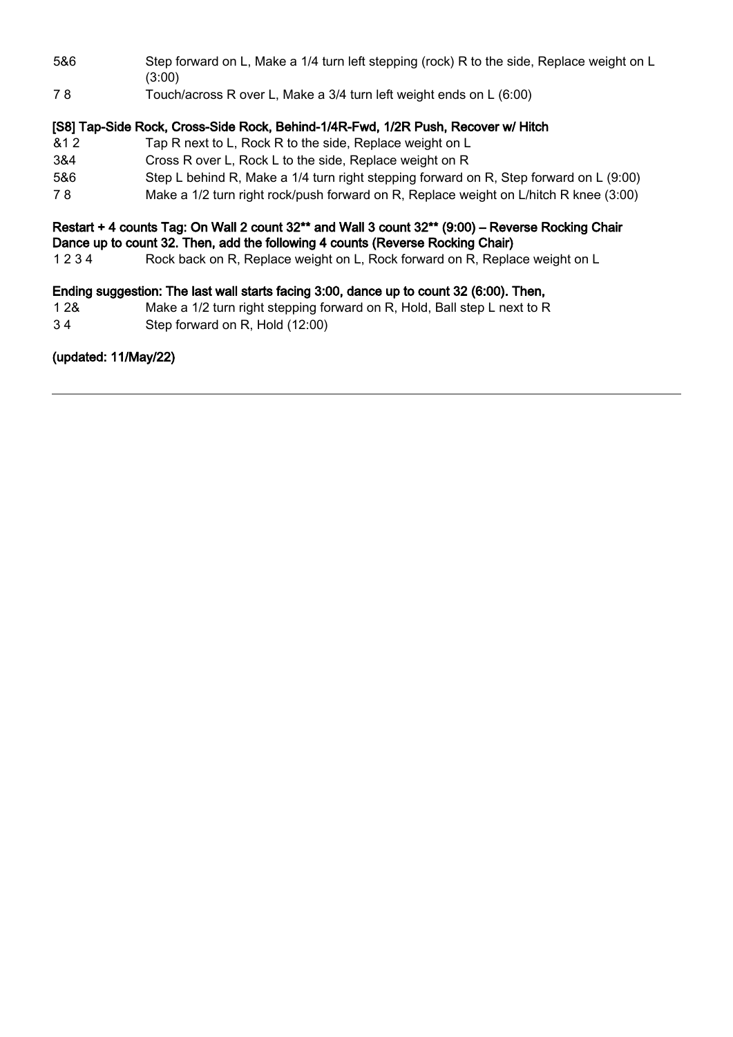5&6 Step forward on L, Make a 1/4 turn left stepping (rock) R to the side, Replace weight on L (3:00)

7 8 Touch/across R over L, Make a 3/4 turn left weight ends on L (6:00)

**[S8] Tap-Side Rock, Cross-Side Rock, Behind-1/4R-Fwd, 1/2R Push, Recover w/ Hitch**

&1 2 Tap R next to L, Rock R to the side, Replace weight on L

3&4 Cross R over L, Rock L to the side, Replace weight on R

5&6 Step L behind R, Make a 1/4 turn right stepping forward on R, Step forward on L (9:00)

7 8 Make a 1/2 turn right rock/push forward on R, Replace weight on L/hitch R knee (3:00)

**Restart + 4 counts Tag: On Wall 2 count 32\*\* and Wall 3 count 32\*\* (9:00) – Reverse Rocking Chair**
**Dance up to count 32. Then, add the following 4 counts (Reverse Rocking Chair)**

1 2 3 4 Rock back on R, Replace weight on L, Rock forward on R, Replace weight on L

**Ending suggestion: The last wall starts facing 3:00, dance up to count 32 (6:00). Then,**

1 2& Make a 1/2 turn right stepping forward on R, Hold, Ball step L next to R

3 4 Step forward on R, Hold (12:00)

**(updated: 11/May/22)**